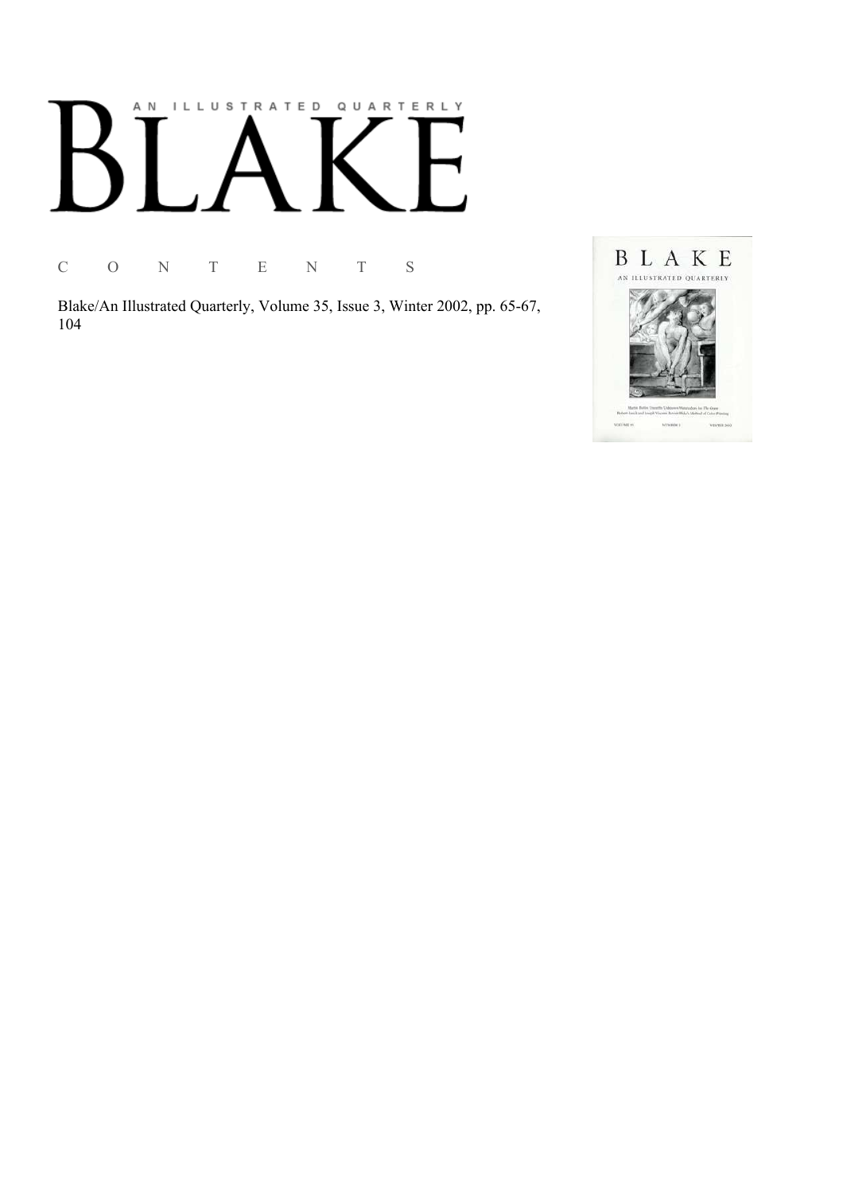A N I L L U S T R A T E D Q U A R T E R L Y

# BLAKE

C O N T E N T S

Blake/An Illustrated Quarterly, Volume 35, Issue 3, Winter 2002, pp. 65-67, 104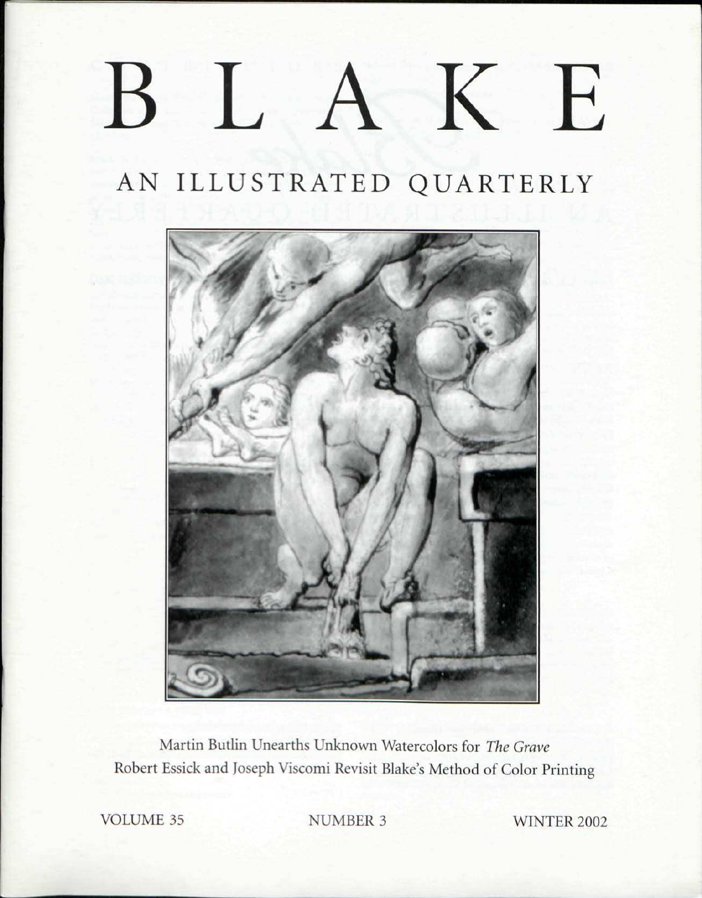# BLAKE

## AN ILLUSTRATED QUARTERLY

Martin Butlin Unearths Unknown Watercolors for *The Grave*

Robert Essick and Joseph Viscomi Revisit Blake's Method of Color Printing

VOLUME 35 NUMBER 3 WINTER 2002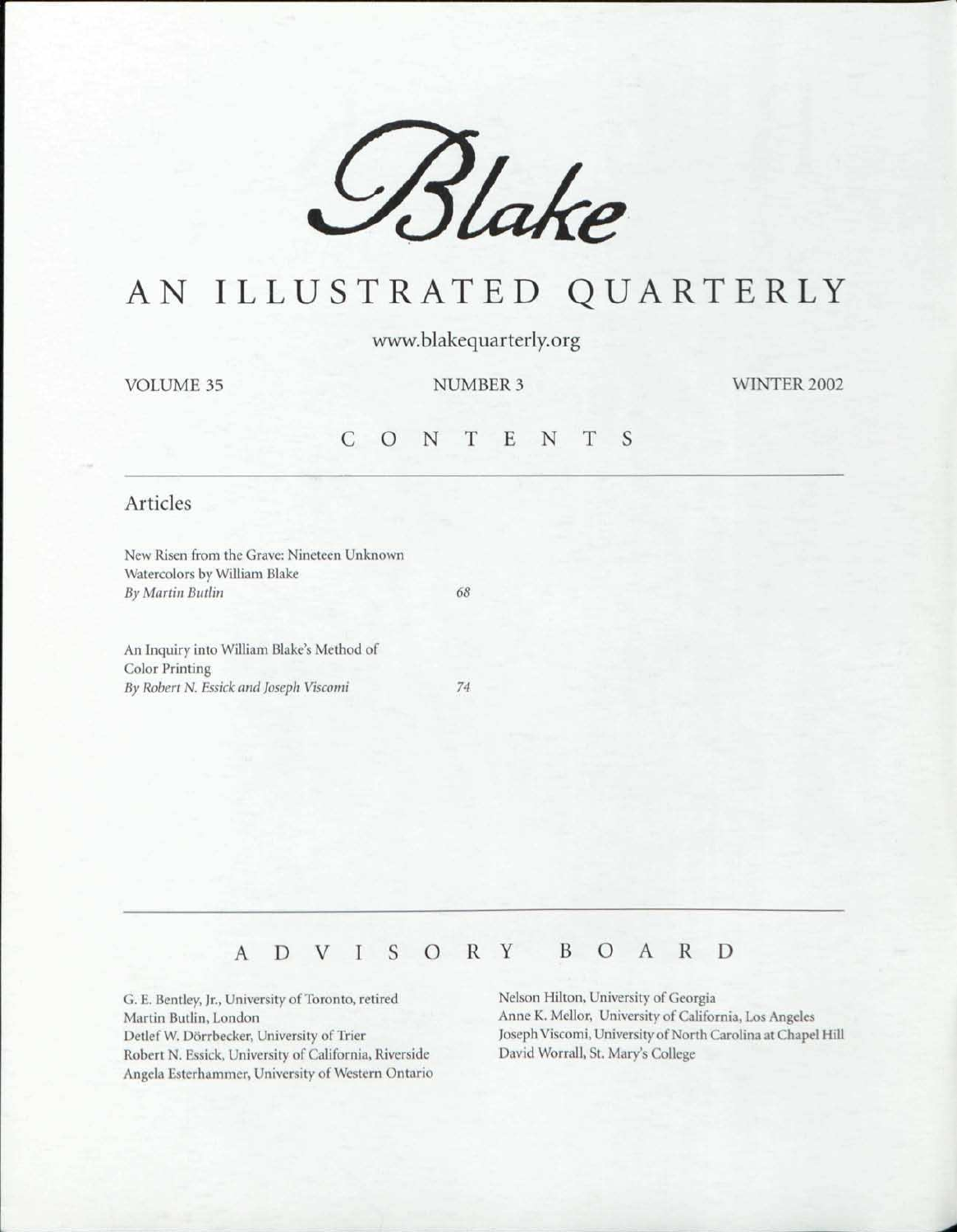# Blake

## AN ILLUSTRATED QUARTERLY

www.blakequarterly.org

VOLUME 35 NUMBER 3 WINTER 2002

## CONTENTS

### Articles

New Risen from the Grave: Nineteen Unknown Watercolors by William Blake
*By Martin Butlin* 68

An Inquiry into William Blake's Method of Color Printing
*By Robert N. Essick and Joseph Viscomi* 74

## ADVISORY BOARD

G. E. Bentley, Jr., University of Toronto, retired
Martin Butlin, London
Detlef W. Dörrbecker, University of Trier
Robert N. Essick, University of California, Riverside
Angela Esterhammer, University of Western Ontario
Nelson Hilton, University of Georgia
Anne K. Mellor, University of California, Los Angeles
Joseph Viscomi, University of North Carolina at Chapel Hill
David Worrall, St. Mary's College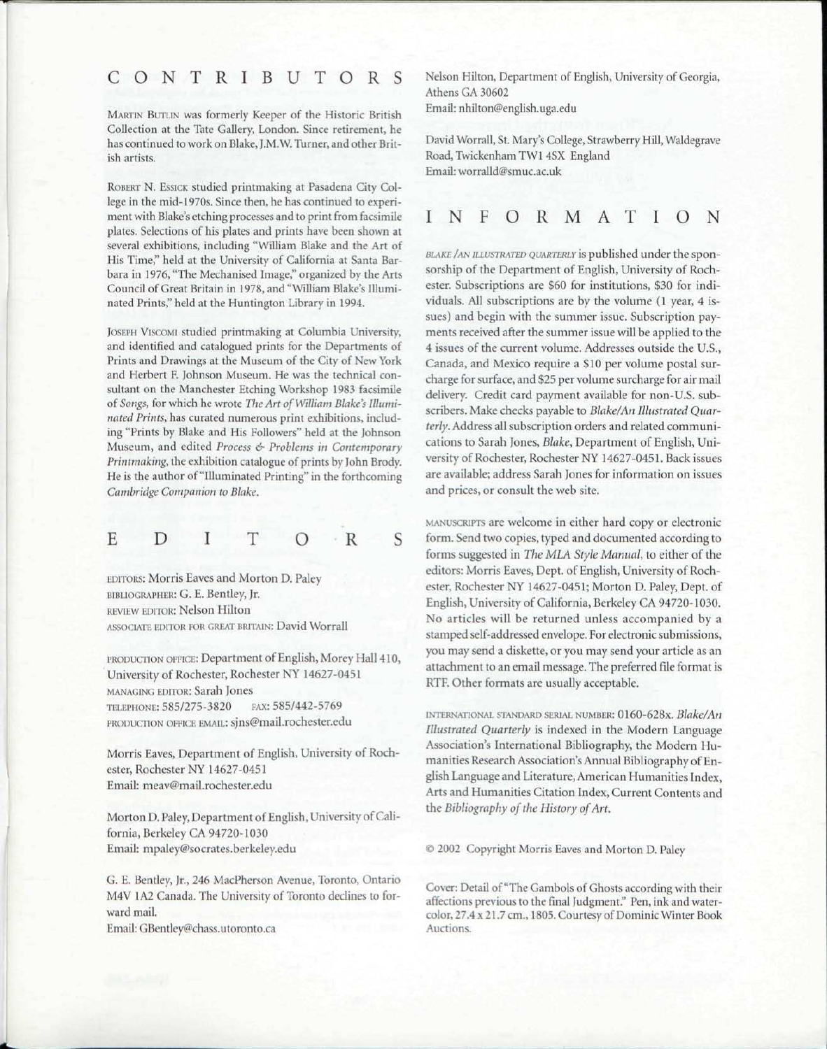## CONTRIBUTORS

Martin Butlin was formerly Keeper of the Historic British Collection at the Tate Gallery, London. Since retirement, he has continued to work on Blake, J.M.W. Turner, and other British artists.

Robert N. Essick studied printmaking at Pasadena City College in the mid-1970s. Since then, he has continued to experiment with Blake's etching processes and to print from facsimile plates. Selections of his plates and prints have been shown at several exhibitions, including "William Blake and the Art of His Time," held at the University of California at Santa Barbara in 1976, "The Mechanised Image," organized by the Arts Council of Great Britain in 1978, and "William Blake's Illuminated Prints," held at the Huntington Library in 1994.

Joseph Viscomi studied printmaking at Columbia University, and identified and catalogued prints for the Departments of Prints and Drawings at the Museum of the City of New York and Herbert F. Johnson Museum. He was the technical consultant on the Manchester Etching Workshop 1983 facsimile of *Songs*, for which he wrote *The Art of William Blake's Illuminated Prints*, has curated numerous print exhibitions, including "Prints by Blake and His Followers" held at the Johnson Museum, and edited *Process & Problems in Contemporary Printmaking*, the exhibition catalogue of prints by John Brody. He is the author of "Illuminated Printing" in the forthcoming *Cambridge Companion to Blake*.

## EDITORS

EDITORS: Morris Eaves and Morton D. Paley
BIBLIOGRAPHER: G. E. Bentley, Jr.
REVIEW EDITOR: Nelson Hilton
ASSOCIATE EDITOR FOR GREAT BRITAIN: David Worrall

PRODUCTION OFFICE: Department of English, Morey Hall 410, University of Rochester, Rochester NY 14627-0451
MANAGING EDITOR: Sarah Jones
TELEPHONE: 585/275-3820 FAX: 585/442-5769
PRODUCTION OFFICE EMAIL: sjns@mail.rochester.edu

Morris Eaves, Department of English, University of Rochester, Rochester NY 14627-0451
Email: meav@mail.rochester.edu

Morton D. Paley, Department of English, University of California, Berkeley CA 94720-1030
Email: mpaley@socrates.berkeley.edu

G. E. Bentley, Jr., 246 MacPherson Avenue, Toronto, Ontario M4V 1A2 Canada. The University of Toronto declines to forward mail.
Email: GBentley@chass.utoronto.ca

Nelson Hilton, Department of English, University of Georgia, Athens GA 30602
Email: nhilton@english.uga.edu

David Worrall, St. Mary's College, Strawberry Hill, Waldegrave Road, Twickenham TW1 4SX England
Email: worralld@smuc.ac.uk

## INFORMATION

*BLAKE/AN ILLUSTRATED QUARTERLY* is published under the sponsorship of the Department of English, University of Rochester. Subscriptions are $60 for institutions, $30 for individuals. All subscriptions are by the volume (1 year, 4 issues) and begin with the summer issue. Subscription payments received after the summer issue will be applied to the 4 issues of the current volume. Addresses outside the U.S., Canada, and Mexico require a $10 per volume postal surcharge for surface, and $25 per volume surcharge for air mail delivery. Credit card payment available for non-U.S. subscribers. Make checks payable to *Blake/An Illustrated Quarterly*. Address all subscription orders and related communications to Sarah Jones, *Blake*, Department of English, University of Rochester, Rochester NY 14627-0451. Back issues are available; address Sarah Jones for information on issues and prices, or consult the web site.

MANUSCRIPTS are welcome in either hard copy or electronic form. Send two copies, typed and documented according to forms suggested in *The MLA Style Manual*, to either of the editors: Morris Eaves, Dept. of English, University of Rochester, Rochester NY 14627-0451; Morton D. Paley, Dept. of English, University of California, Berkeley CA 94720-1030. No articles will be returned unless accompanied by a stamped self-addressed envelope. For electronic submissions, you may send a diskette, or you may send your article as an attachment to an email message. The preferred file format is RTF. Other formats are usually acceptable.

INTERNATIONAL STANDARD SERIAL NUMBER: 0160-628x. *Blake/An Illustrated Quarterly* is indexed in the Modern Language Association's International Bibliography, the Modern Humanities Research Association's Annual Bibliography of English Language and Literature, American Humanities Index, Arts and Humanities Citation Index, Current Contents and the *Bibliography of the History of Art*.

© 2002 Copyright Morris Eaves and Morton D. Paley

Cover: Detail of "The Gambols of Ghosts according with their affections previous to the final Judgment." Pen, ink and watercolor, 27.4 x 21.7 cm., 1805. Courtesy of Dominic Winter Book Auctions.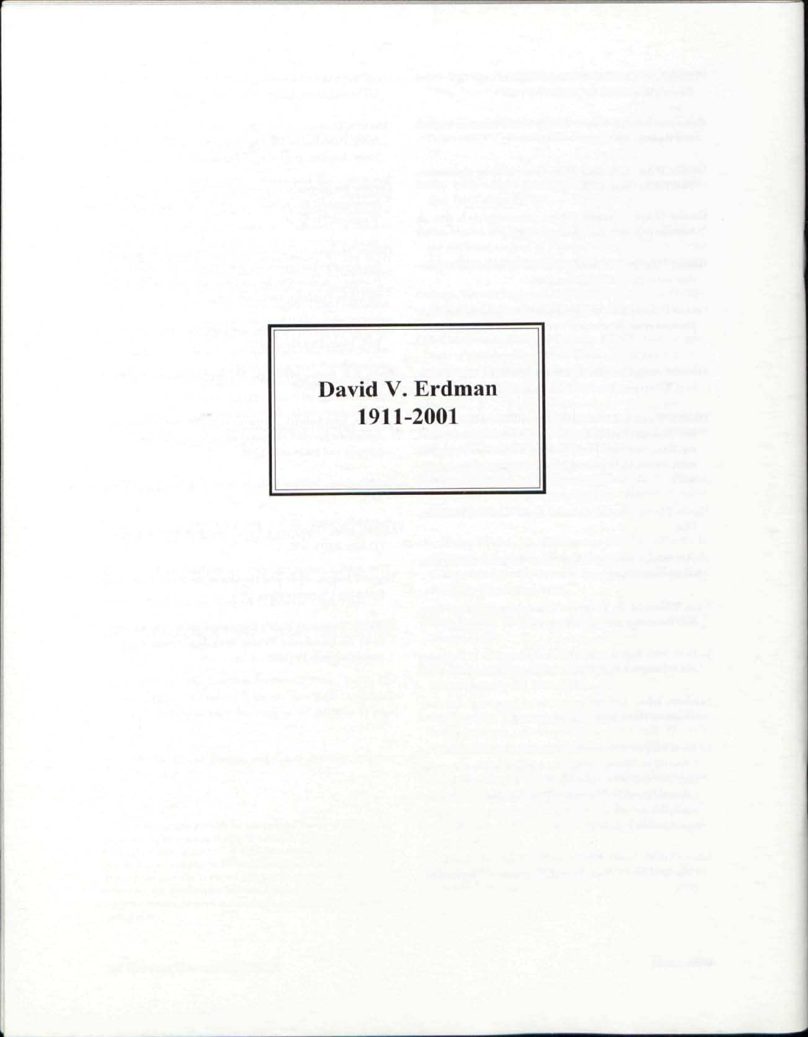**David V. Erdman**
**1911-2001**